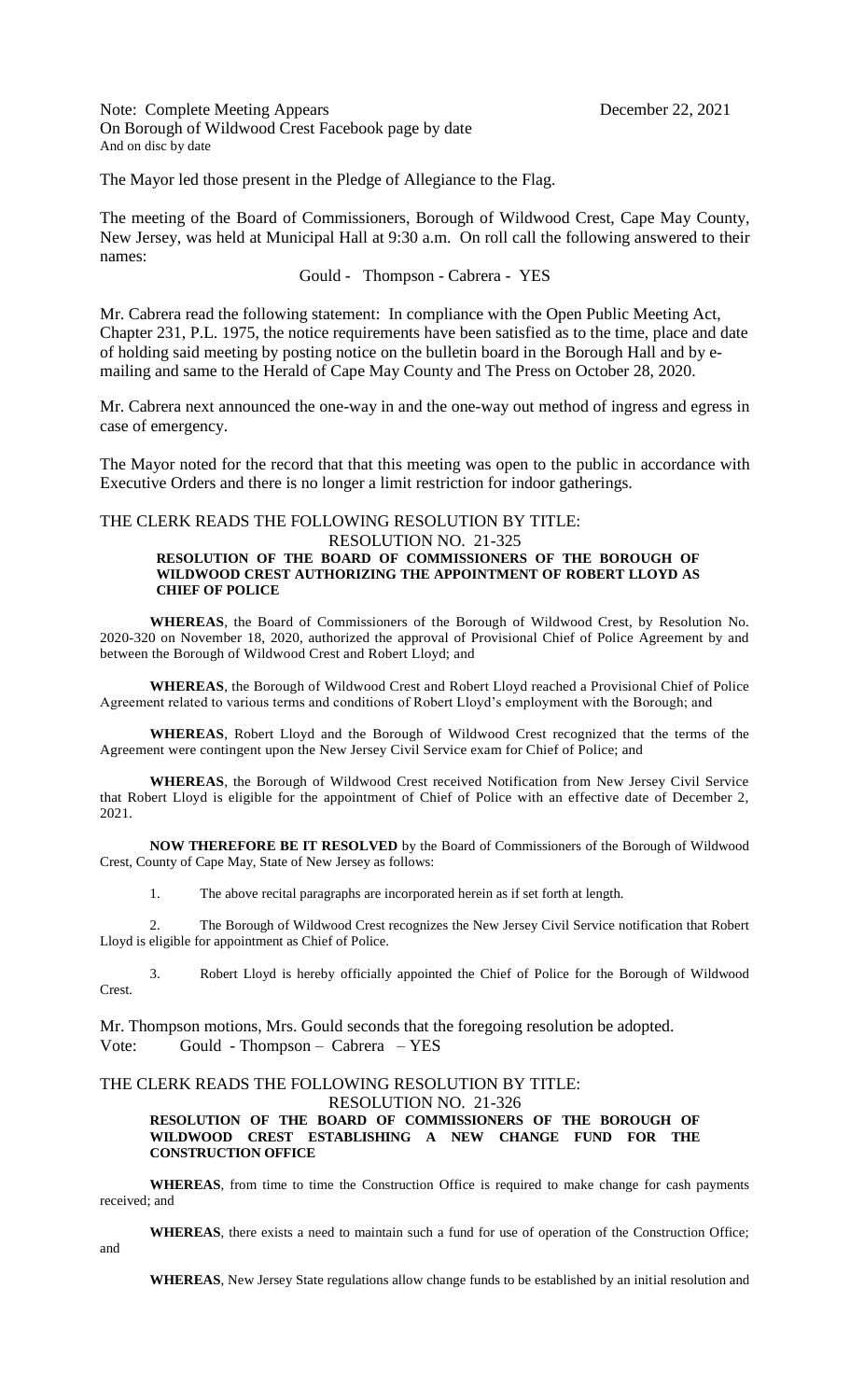Note: Complete Meeting Appears
On Borough of Wildwood Crest Facebook page by date
And on disc by date

December 22, 2021

The Mayor led those present in the Pledge of Allegiance to the Flag.

The meeting of the Board of Commissioners, Borough of Wildwood Crest, Cape May County, New Jersey, was held at Municipal Hall at 9:30 a.m. On roll call the following answered to their names:

Gould - Thompson - Cabrera - YES

Mr. Cabrera read the following statement: In compliance with the Open Public Meeting Act, Chapter 231, P.L. 1975, the notice requirements have been satisfied as to the time, place and date of holding said meeting by posting notice on the bulletin board in the Borough Hall and by e-mailing and same to the Herald of Cape May County and The Press on October 28, 2020.

Mr. Cabrera next announced the one-way in and the one-way out method of ingress and egress in case of emergency.

The Mayor noted for the record that that this meeting was open to the public in accordance with Executive Orders and there is no longer a limit restriction for indoor gatherings.

THE CLERK READS THE FOLLOWING RESOLUTION BY TITLE:

RESOLUTION NO. 21-325

**RESOLUTION OF THE BOARD OF COMMISSIONERS OF THE BOROUGH OF WILDWOOD CREST AUTHORIZING THE APPOINTMENT OF ROBERT LLOYD AS CHIEF OF POLICE**

**WHEREAS**, the Board of Commissioners of the Borough of Wildwood Crest, by Resolution No. 2020-320 on November 18, 2020, authorized the approval of Provisional Chief of Police Agreement by and between the Borough of Wildwood Crest and Robert Lloyd; and

**WHEREAS**, the Borough of Wildwood Crest and Robert Lloyd reached a Provisional Chief of Police Agreement related to various terms and conditions of Robert Lloyd's employment with the Borough; and

**WHEREAS**, Robert Lloyd and the Borough of Wildwood Crest recognized that the terms of the Agreement were contingent upon the New Jersey Civil Service exam for Chief of Police; and

**WHEREAS**, the Borough of Wildwood Crest received Notification from New Jersey Civil Service that Robert Lloyd is eligible for the appointment of Chief of Police with an effective date of December 2, 2021.

**NOW THEREFORE BE IT RESOLVED** by the Board of Commissioners of the Borough of Wildwood Crest, County of Cape May, State of New Jersey as follows:

1. The above recital paragraphs are incorporated herein as if set forth at length.

2. The Borough of Wildwood Crest recognizes the New Jersey Civil Service notification that Robert Lloyd is eligible for appointment as Chief of Police.

3. Robert Lloyd is hereby officially appointed the Chief of Police for the Borough of Wildwood Crest.

Mr. Thompson motions, Mrs. Gould seconds that the foregoing resolution be adopted.
Vote: Gould - Thompson – Cabrera – YES

THE CLERK READS THE FOLLOWING RESOLUTION BY TITLE:

RESOLUTION NO. 21-326

**RESOLUTION OF THE BOARD OF COMMISSIONERS OF THE BOROUGH OF WILDWOOD CREST ESTABLISHING A NEW CHANGE FUND FOR THE CONSTRUCTION OFFICE**

**WHEREAS**, from time to time the Construction Office is required to make change for cash payments received; and

**WHEREAS**, there exists a need to maintain such a fund for use of operation of the Construction Office; and

**WHEREAS**, New Jersey State regulations allow change funds to be established by an initial resolution and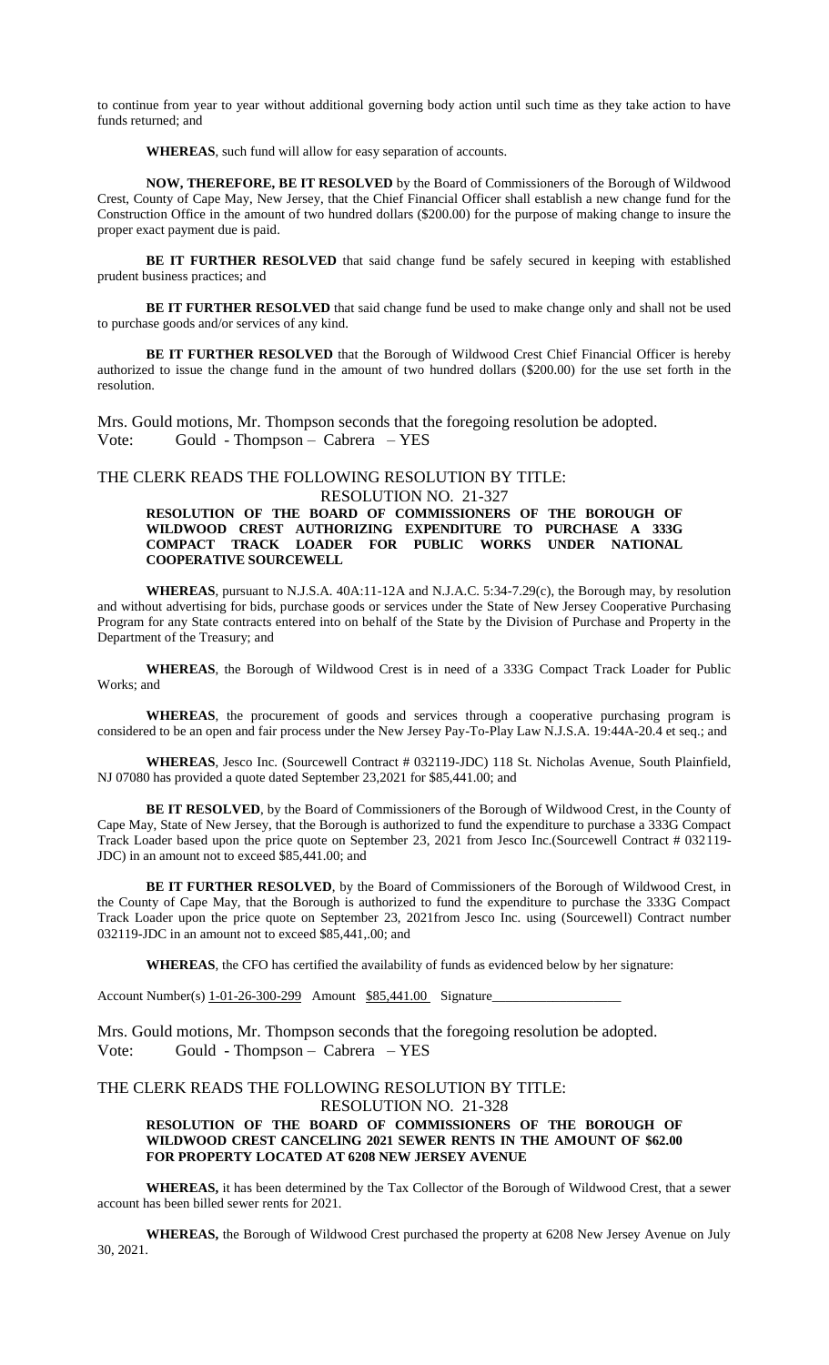to continue from year to year without additional governing body action until such time as they take action to have funds returned; and

**WHEREAS**, such fund will allow for easy separation of accounts.

**NOW, THEREFORE, BE IT RESOLVED** by the Board of Commissioners of the Borough of Wildwood Crest, County of Cape May, New Jersey, that the Chief Financial Officer shall establish a new change fund for the Construction Office in the amount of two hundred dollars ($200.00) for the purpose of making change to insure the proper exact payment due is paid.

**BE IT FURTHER RESOLVED** that said change fund be safely secured in keeping with established prudent business practices; and

**BE IT FURTHER RESOLVED** that said change fund be used to make change only and shall not be used to purchase goods and/or services of any kind.

**BE IT FURTHER RESOLVED** that the Borough of Wildwood Crest Chief Financial Officer is hereby authorized to issue the change fund in the amount of two hundred dollars ($200.00) for the use set forth in the resolution.

Mrs. Gould motions, Mr. Thompson seconds that the foregoing resolution be adopted.
Vote: Gould - Thompson – Cabrera – YES

THE CLERK READS THE FOLLOWING RESOLUTION BY TITLE:

RESOLUTION NO. 21-327

**RESOLUTION OF THE BOARD OF COMMISSIONERS OF THE BOROUGH OF WILDWOOD CREST AUTHORIZING EXPENDITURE TO PURCHASE A 333G COMPACT TRACK LOADER FOR PUBLIC WORKS UNDER NATIONAL COOPERATIVE SOURCEWELL**

**WHEREAS**, pursuant to N.J.S.A. 40A:11-12A and N.J.A.C. 5:34-7.29(c), the Borough may, by resolution and without advertising for bids, purchase goods or services under the State of New Jersey Cooperative Purchasing Program for any State contracts entered into on behalf of the State by the Division of Purchase and Property in the Department of the Treasury; and

**WHEREAS**, the Borough of Wildwood Crest is in need of a 333G Compact Track Loader for Public Works; and

**WHEREAS**, the procurement of goods and services through a cooperative purchasing program is considered to be an open and fair process under the New Jersey Pay-To-Play Law N.J.S.A. 19:44A-20.4 et seq.; and

**WHEREAS**, Jesco Inc. (Sourcewell Contract # 032119-JDC) 118 St. Nicholas Avenue, South Plainfield, NJ 07080 has provided a quote dated September 23,2021 for $85,441.00; and

**BE IT RESOLVED**, by the Board of Commissioners of the Borough of Wildwood Crest, in the County of Cape May, State of New Jersey, that the Borough is authorized to fund the expenditure to purchase a 333G Compact Track Loader based upon the price quote on September 23, 2021 from Jesco Inc.(Sourcewell Contract # 032119-JDC) in an amount not to exceed $85,441.00; and

**BE IT FURTHER RESOLVED**, by the Board of Commissioners of the Borough of Wildwood Crest, in the County of Cape May, that the Borough is authorized to fund the expenditure to purchase the 333G Compact Track Loader upon the price quote on September 23, 2021from Jesco Inc. using (Sourcewell) Contract number 032119-JDC in an amount not to exceed $85,441,.00; and

**WHEREAS**, the CFO has certified the availability of funds as evidenced below by her signature:

Account Number(s) 1-01-26-300-299 Amount $85,441.00 Signature__________________

Mrs. Gould motions, Mr. Thompson seconds that the foregoing resolution be adopted.
Vote: Gould - Thompson – Cabrera – YES

THE CLERK READS THE FOLLOWING RESOLUTION BY TITLE:

RESOLUTION NO. 21-328

**RESOLUTION OF THE BOARD OF COMMISSIONERS OF THE BOROUGH OF WILDWOOD CREST CANCELING 2021 SEWER RENTS IN THE AMOUNT OF $62.00 FOR PROPERTY LOCATED AT 6208 NEW JERSEY AVENUE**

**WHEREAS,** it has been determined by the Tax Collector of the Borough of Wildwood Crest, that a sewer account has been billed sewer rents for 2021.

**WHEREAS,** the Borough of Wildwood Crest purchased the property at 6208 New Jersey Avenue on July 30, 2021.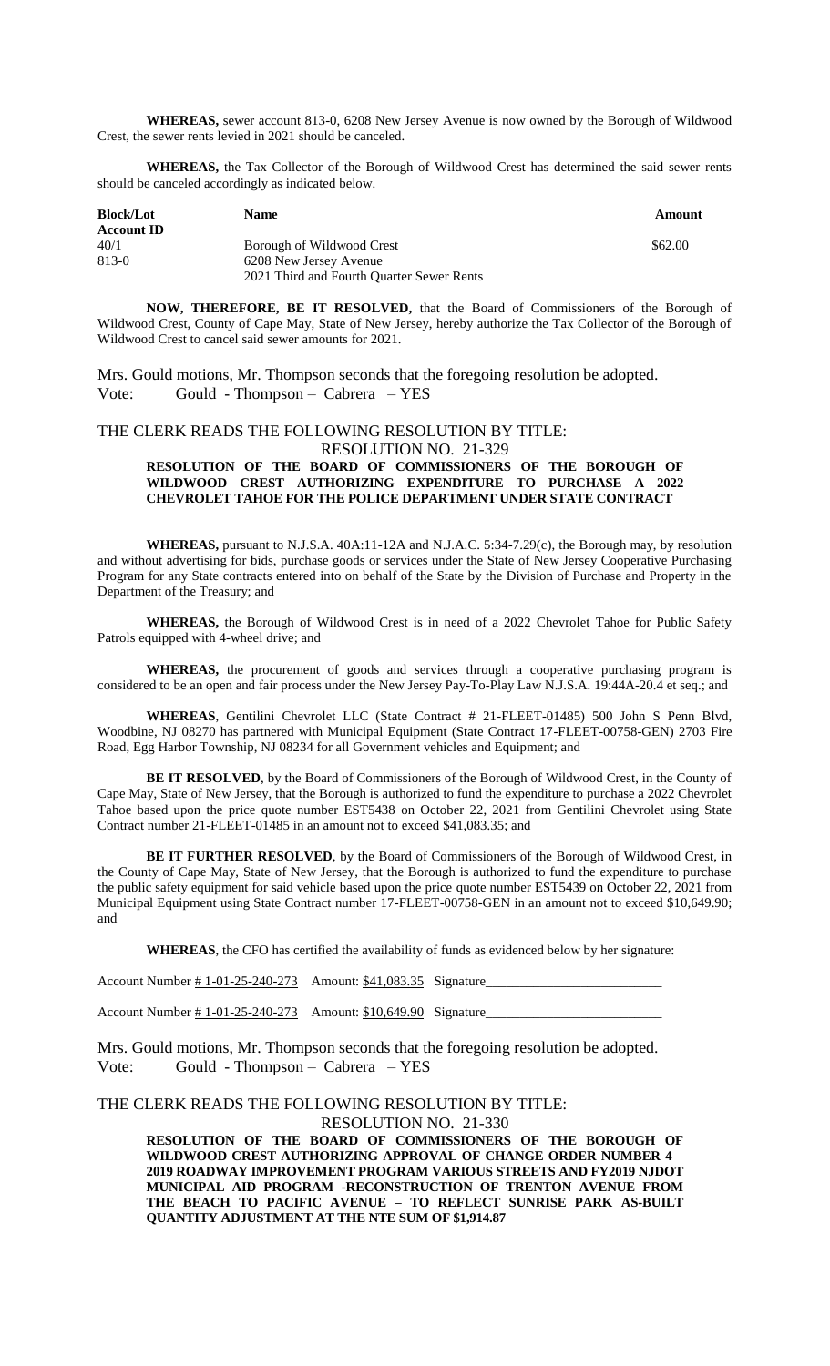**WHEREAS,** sewer account 813-0, 6208 New Jersey Avenue is now owned by the Borough of Wildwood Crest, the sewer rents levied in 2021 should be canceled.

**WHEREAS,** the Tax Collector of the Borough of Wildwood Crest has determined the said sewer rents should be canceled accordingly as indicated below.

| Block/Lot Account ID | Name | Amount |
|---|---|---|
| 40/1 | Borough of Wildwood Crest | $62.00 |
| 813-0 | 6208 New Jersey Avenue | |
| | 2021 Third and Fourth Quarter Sewer Rents | |

**NOW, THEREFORE, BE IT RESOLVED,** that the Board of Commissioners of the Borough of Wildwood Crest, County of Cape May, State of New Jersey, hereby authorize the Tax Collector of the Borough of Wildwood Crest to cancel said sewer amounts for 2021.

Mrs. Gould motions, Mr. Thompson seconds that the foregoing resolution be adopted.
Vote: Gould - Thompson – Cabrera – YES

THE CLERK READS THE FOLLOWING RESOLUTION BY TITLE:

RESOLUTION NO. 21-329

**RESOLUTION OF THE BOARD OF COMMISSIONERS OF THE BOROUGH OF WILDWOOD CREST AUTHORIZING EXPENDITURE TO PURCHASE A 2022 CHEVROLET TAHOE FOR THE POLICE DEPARTMENT UNDER STATE CONTRACT**

**WHEREAS,** pursuant to N.J.S.A. 40A:11-12A and N.J.A.C. 5:34-7.29(c), the Borough may, by resolution and without advertising for bids, purchase goods or services under the State of New Jersey Cooperative Purchasing Program for any State contracts entered into on behalf of the State by the Division of Purchase and Property in the Department of the Treasury; and

**WHEREAS,** the Borough of Wildwood Crest is in need of a 2022 Chevrolet Tahoe for Public Safety Patrols equipped with 4-wheel drive; and

**WHEREAS,** the procurement of goods and services through a cooperative purchasing program is considered to be an open and fair process under the New Jersey Pay-To-Play Law N.J.S.A. 19:44A-20.4 et seq.; and

**WHEREAS**, Gentilini Chevrolet LLC (State Contract # 21-FLEET-01485) 500 John S Penn Blvd, Woodbine, NJ 08270 has partnered with Municipal Equipment (State Contract 17-FLEET-00758-GEN) 2703 Fire Road, Egg Harbor Township, NJ 08234 for all Government vehicles and Equipment; and

**BE IT RESOLVED**, by the Board of Commissioners of the Borough of Wildwood Crest, in the County of Cape May, State of New Jersey, that the Borough is authorized to fund the expenditure to purchase a 2022 Chevrolet Tahoe based upon the price quote number EST5438 on October 22, 2021 from Gentilini Chevrolet using State Contract number 21-FLEET-01485 in an amount not to exceed $41,083.35; and

**BE IT FURTHER RESOLVED**, by the Board of Commissioners of the Borough of Wildwood Crest, in the County of Cape May, State of New Jersey, that the Borough is authorized to fund the expenditure to purchase the public safety equipment for said vehicle based upon the price quote number EST5439 on October 22, 2021 from Municipal Equipment using State Contract number 17-FLEET-00758-GEN in an amount not to exceed $10,649.90; and

**WHEREAS**, the CFO has certified the availability of funds as evidenced below by her signature:

Account Number # 1-01-25-240-273 Amount: $41,083.35 Signature_________________________

Account Number # 1-01-25-240-273 Amount: $10,649.90 Signature_________________________

Mrs. Gould motions, Mr. Thompson seconds that the foregoing resolution be adopted.
Vote: Gould - Thompson – Cabrera – YES

THE CLERK READS THE FOLLOWING RESOLUTION BY TITLE:

RESOLUTION NO. 21-330

**RESOLUTION OF THE BOARD OF COMMISSIONERS OF THE BOROUGH OF WILDWOOD CREST AUTHORIZING APPROVAL OF CHANGE ORDER NUMBER 4 – 2019 ROADWAY IMPROVEMENT PROGRAM VARIOUS STREETS AND FY2019 NJDOT MUNICIPAL AID PROGRAM -RECONSTRUCTION OF TRENTON AVENUE FROM THE BEACH TO PACIFIC AVENUE – TO REFLECT SUNRISE PARK AS-BUILT QUANTITY ADJUSTMENT AT THE NTE SUM OF $1,914.87**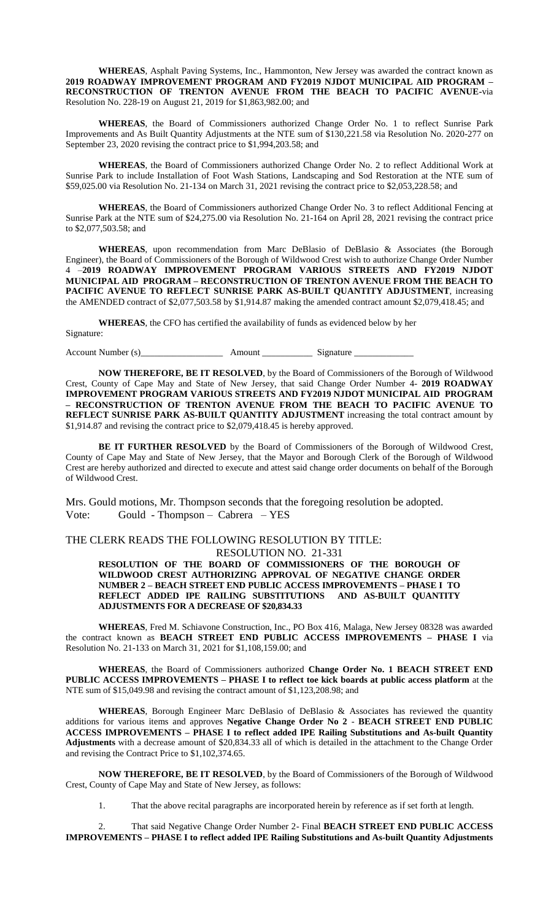**WHEREAS**, Asphalt Paving Systems, Inc., Hammonton, New Jersey was awarded the contract known as **2019 ROADWAY IMPROVEMENT PROGRAM AND FY2019 NJDOT MUNICIPAL AID PROGRAM – RECONSTRUCTION OF TRENTON AVENUE FROM THE BEACH TO PACIFIC AVENUE**-via Resolution No. 228-19 on August 21, 2019 for $1,863,982.00; and

**WHEREAS**, the Board of Commissioners authorized Change Order No. 1 to reflect Sunrise Park Improvements and As Built Quantity Adjustments at the NTE sum of $130,221.58 via Resolution No. 2020-277 on September 23, 2020 revising the contract price to $1,994,203.58; and

**WHEREAS**, the Board of Commissioners authorized Change Order No. 2 to reflect Additional Work at Sunrise Park to include Installation of Foot Wash Stations, Landscaping and Sod Restoration at the NTE sum of $59,025.00 via Resolution No. 21-134 on March 31, 2021 revising the contract price to $2,053,228.58; and

**WHEREAS**, the Board of Commissioners authorized Change Order No. 3 to reflect Additional Fencing at Sunrise Park at the NTE sum of $24,275.00 via Resolution No. 21-164 on April 28, 2021 revising the contract price to $2,077,503.58; and

**WHEREAS**, upon recommendation from Marc DeBlasio of DeBlasio & Associates (the Borough Engineer), the Board of Commissioners of the Borough of Wildwood Crest wish to authorize Change Order Number 4 –**2019 ROADWAY IMPROVEMENT PROGRAM VARIOUS STREETS AND FY2019 NJDOT MUNICIPAL AID PROGRAM – RECONSTRUCTION OF TRENTON AVENUE FROM THE BEACH TO PACIFIC AVENUE TO REFLECT SUNRISE PARK AS-BUILT QUANTITY ADJUSTMENT**, increasing the AMENDED contract of $2,077,503.58 by $1,914.87 making the amended contract amount $2,079,418.45; and

**WHEREAS**, the CFO has certified the availability of funds as evidenced below by her Signature:

Account Number (s)__________________ Amount ___________ Signature _____________

**NOW THEREFORE, BE IT RESOLVED**, by the Board of Commissioners of the Borough of Wildwood Crest, County of Cape May and State of New Jersey, that said Change Order Number 4- **2019 ROADWAY IMPROVEMENT PROGRAM VARIOUS STREETS AND FY2019 NJDOT MUNICIPAL AID PROGRAM – RECONSTRUCTION OF TRENTON AVENUE FROM THE BEACH TO PACIFIC AVENUE TO REFLECT SUNRISE PARK AS-BUILT QUANTITY ADJUSTMENT** increasing the total contract amount by $1,914.87 and revising the contract price to $2,079,418.45 is hereby approved.

**BE IT FURTHER RESOLVED** by the Board of Commissioners of the Borough of Wildwood Crest, County of Cape May and State of New Jersey, that the Mayor and Borough Clerk of the Borough of Wildwood Crest are hereby authorized and directed to execute and attest said change order documents on behalf of the Borough of Wildwood Crest.

Mrs. Gould motions, Mr. Thompson seconds that the foregoing resolution be adopted.
Vote: Gould - Thompson – Cabrera – YES

THE CLERK READS THE FOLLOWING RESOLUTION BY TITLE:

RESOLUTION NO. 21-331

**RESOLUTION OF THE BOARD OF COMMISSIONERS OF THE BOROUGH OF WILDWOOD CREST AUTHORIZING APPROVAL OF NEGATIVE CHANGE ORDER NUMBER 2 – BEACH STREET END PUBLIC ACCESS IMPROVEMENTS – PHASE I TO REFLECT ADDED IPE RAILING SUBSTITUTIONS AND AS-BUILT QUANTITY ADJUSTMENTS FOR A DECREASE OF $20,834.33**

**WHEREAS**, Fred M. Schiavone Construction, Inc., PO Box 416, Malaga, New Jersey 08328 was awarded the contract known as **BEACH STREET END PUBLIC ACCESS IMPROVEMENTS – PHASE I** via Resolution No. 21-133 on March 31, 2021 for $1,108,159.00; and

**WHEREAS**, the Board of Commissioners authorized **Change Order No. 1 BEACH STREET END PUBLIC ACCESS IMPROVEMENTS – PHASE I to reflect toe kick boards at public access platform** at the NTE sum of $15,049.98 and revising the contract amount of $1,123,208.98; and

**WHEREAS**, Borough Engineer Marc DeBlasio of DeBlasio & Associates has reviewed the quantity additions for various items and approves **Negative Change Order No 2** - **BEACH STREET END PUBLIC ACCESS IMPROVEMENTS – PHASE I to reflect added IPE Railing Substitutions and As-built Quantity Adjustments** with a decrease amount of $20,834.33 all of which is detailed in the attachment to the Change Order and revising the Contract Price to $1,102,374.65.

**NOW THEREFORE, BE IT RESOLVED**, by the Board of Commissioners of the Borough of Wildwood Crest, County of Cape May and State of New Jersey, as follows:

1. That the above recital paragraphs are incorporated herein by reference as if set forth at length.

2. That said Negative Change Order Number 2- Final **BEACH STREET END PUBLIC ACCESS IMPROVEMENTS – PHASE I to reflect added IPE Railing Substitutions and As-built Quantity Adjustments**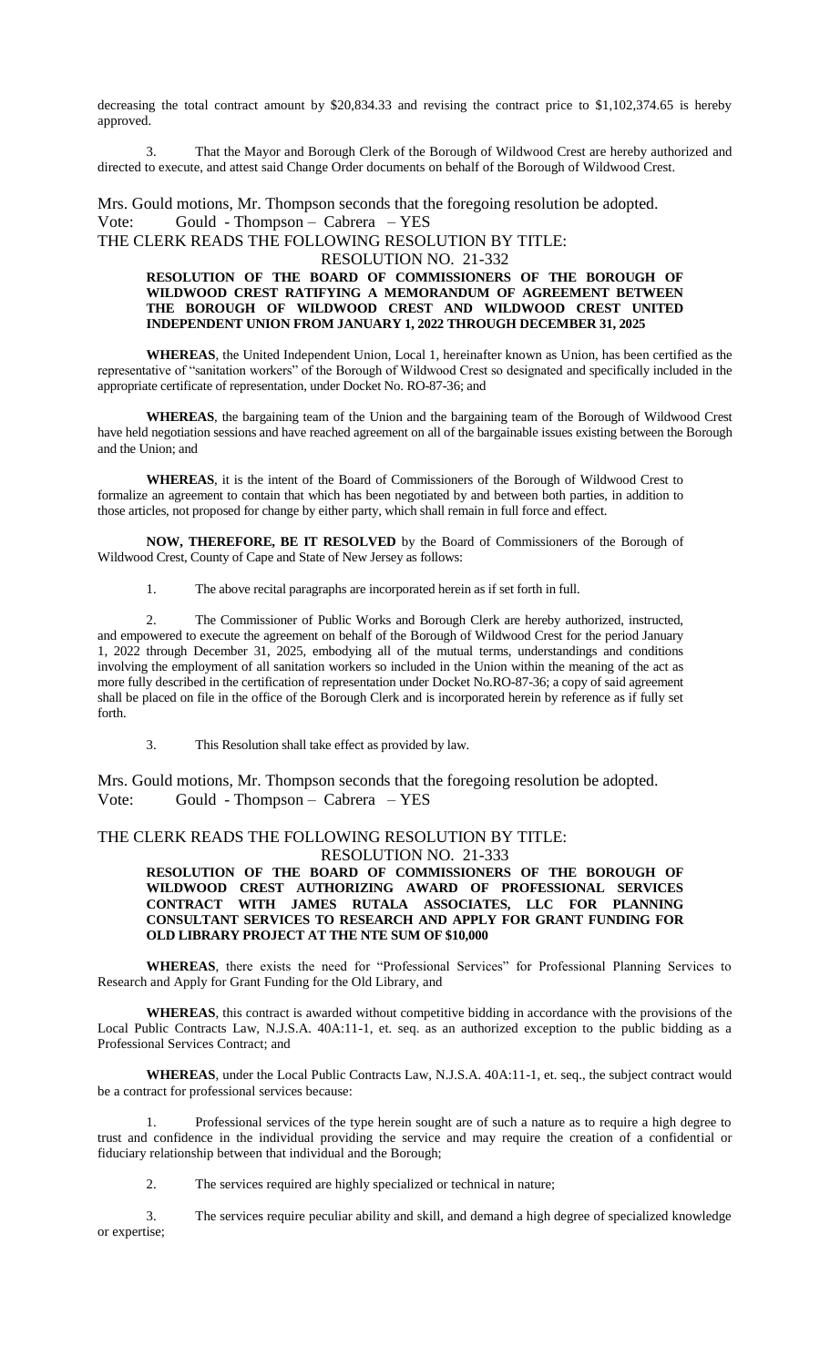decreasing the total contract amount by $20,834.33 and revising the contract price to $1,102,374.65 is hereby approved.

3. That the Mayor and Borough Clerk of the Borough of Wildwood Crest are hereby authorized and directed to execute, and attest said Change Order documents on behalf of the Borough of Wildwood Crest.

Mrs. Gould motions, Mr. Thompson seconds that the foregoing resolution be adopted.
Vote: Gould - Thompson – Cabrera – YES

THE CLERK READS THE FOLLOWING RESOLUTION BY TITLE:

RESOLUTION NO. 21-332

**RESOLUTION OF THE BOARD OF COMMISSIONERS OF THE BOROUGH OF WILDWOOD CREST RATIFYING A MEMORANDUM OF AGREEMENT BETWEEN THE BOROUGH OF WILDWOOD CREST AND WILDWOOD CREST UNITED INDEPENDENT UNION FROM JANUARY 1, 2022 THROUGH DECEMBER 31, 2025**

**WHEREAS**, the United Independent Union, Local 1, hereinafter known as Union, has been certified as the representative of "sanitation workers" of the Borough of Wildwood Crest so designated and specifically included in the appropriate certificate of representation, under Docket No. RO-87-36; and

**WHEREAS**, the bargaining team of the Union and the bargaining team of the Borough of Wildwood Crest have held negotiation sessions and have reached agreement on all of the bargainable issues existing between the Borough and the Union; and

**WHEREAS**, it is the intent of the Board of Commissioners of the Borough of Wildwood Crest to formalize an agreement to contain that which has been negotiated by and between both parties, in addition to those articles, not proposed for change by either party, which shall remain in full force and effect.

**NOW, THEREFORE, BE IT RESOLVED** by the Board of Commissioners of the Borough of Wildwood Crest, County of Cape and State of New Jersey as follows:

1. The above recital paragraphs are incorporated herein as if set forth in full.

2. The Commissioner of Public Works and Borough Clerk are hereby authorized, instructed, and empowered to execute the agreement on behalf of the Borough of Wildwood Crest for the period January 1, 2022 through December 31, 2025, embodying all of the mutual terms, understandings and conditions involving the employment of all sanitation workers so included in the Union within the meaning of the act as more fully described in the certification of representation under Docket No.RO-87-36; a copy of said agreement shall be placed on file in the office of the Borough Clerk and is incorporated herein by reference as if fully set forth.

3. This Resolution shall take effect as provided by law.

Mrs. Gould motions, Mr. Thompson seconds that the foregoing resolution be adopted.
Vote: Gould - Thompson – Cabrera – YES

THE CLERK READS THE FOLLOWING RESOLUTION BY TITLE:

RESOLUTION NO. 21-333

**RESOLUTION OF THE BOARD OF COMMISSIONERS OF THE BOROUGH OF WILDWOOD CREST AUTHORIZING AWARD OF PROFESSIONAL SERVICES CONTRACT WITH JAMES RUTALA ASSOCIATES, LLC FOR PLANNING CONSULTANT SERVICES TO RESEARCH AND APPLY FOR GRANT FUNDING FOR OLD LIBRARY PROJECT AT THE NTE SUM OF $10,000**

**WHEREAS**, there exists the need for "Professional Services" for Professional Planning Services to Research and Apply for Grant Funding for the Old Library, and

**WHEREAS**, this contract is awarded without competitive bidding in accordance with the provisions of the Local Public Contracts Law, N.J.S.A. 40A:11-1, et. seq. as an authorized exception to the public bidding as a Professional Services Contract; and

**WHEREAS**, under the Local Public Contracts Law, N.J.S.A. 40A:11-1, et. seq., the subject contract would be a contract for professional services because:

1. Professional services of the type herein sought are of such a nature as to require a high degree to trust and confidence in the individual providing the service and may require the creation of a confidential or fiduciary relationship between that individual and the Borough;

2. The services required are highly specialized or technical in nature;

3. The services require peculiar ability and skill, and demand a high degree of specialized knowledge or expertise;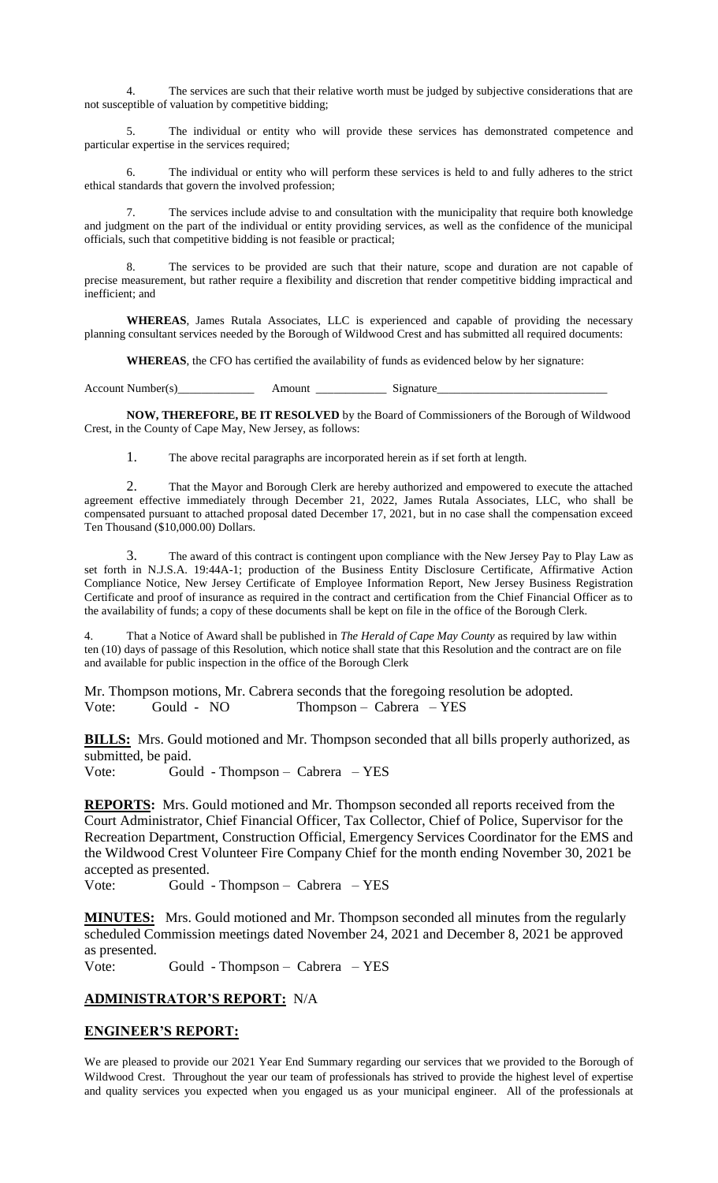4. The services are such that their relative worth must be judged by subjective considerations that are not susceptible of valuation by competitive bidding;

5. The individual or entity who will provide these services has demonstrated competence and particular expertise in the services required;

6. The individual or entity who will perform these services is held to and fully adheres to the strict ethical standards that govern the involved profession;

7. The services include advise to and consultation with the municipality that require both knowledge and judgment on the part of the individual or entity providing services, as well as the confidence of the municipal officials, such that competitive bidding is not feasible or practical;

8. The services to be provided are such that their nature, scope and duration are not capable of precise measurement, but rather require a flexibility and discretion that render competitive bidding impractical and inefficient; and

**WHEREAS**, James Rutala Associates, LLC is experienced and capable of providing the necessary planning consultant services needed by the Borough of Wildwood Crest and has submitted all required documents:

**WHEREAS**, the CFO has certified the availability of funds as evidenced below by her signature:

Account Number(s)\_\_\_\_\_\_\_\_\_\_\_\_\_ Amount \_\_\_\_\_\_\_\_\_\_\_\_ Signature\_\_\_\_\_\_\_\_\_\_\_\_\_\_\_\_\_\_\_\_\_\_\_\_\_\_\_\_\_

**NOW, THEREFORE, BE IT RESOLVED** by the Board of Commissioners of the Borough of Wildwood Crest, in the County of Cape May, New Jersey, as follows:

1. The above recital paragraphs are incorporated herein as if set forth at length.

2. That the Mayor and Borough Clerk are hereby authorized and empowered to execute the attached agreement effective immediately through December 21, 2022, James Rutala Associates, LLC, who shall be compensated pursuant to attached proposal dated December 17, 2021, but in no case shall the compensation exceed Ten Thousand ($10,000.00) Dollars.

3. The award of this contract is contingent upon compliance with the New Jersey Pay to Play Law as set forth in N.J.S.A. 19:44A-1; production of the Business Entity Disclosure Certificate, Affirmative Action Compliance Notice, New Jersey Certificate of Employee Information Report, New Jersey Business Registration Certificate and proof of insurance as required in the contract and certification from the Chief Financial Officer as to the availability of funds; a copy of these documents shall be kept on file in the office of the Borough Clerk.

4. That a Notice of Award shall be published in *The Herald of Cape May County* as required by law within ten (10) days of passage of this Resolution, which notice shall state that this Resolution and the contract are on file and available for public inspection in the office of the Borough Clerk

Mr. Thompson motions, Mr. Cabrera seconds that the foregoing resolution be adopted.
Vote: Gould - NO Thompson – Cabrera – YES

**BILLS:** Mrs. Gould motioned and Mr. Thompson seconded that all bills properly authorized, as submitted, be paid.
Vote: Gould - Thompson – Cabrera – YES

**REPORTS:** Mrs. Gould motioned and Mr. Thompson seconded all reports received from the Court Administrator, Chief Financial Officer, Tax Collector, Chief of Police, Supervisor for the Recreation Department, Construction Official, Emergency Services Coordinator for the EMS and the Wildwood Crest Volunteer Fire Company Chief for the month ending November 30, 2021 be accepted as presented.
Vote: Gould - Thompson – Cabrera – YES

**MINUTES:** Mrs. Gould motioned and Mr. Thompson seconded all minutes from the regularly scheduled Commission meetings dated November 24, 2021 and December 8, 2021 be approved as presented.
Vote: Gould - Thompson – Cabrera – YES

**ADMINISTRATOR'S REPORT:** N/A

**ENGINEER'S REPORT:**

We are pleased to provide our 2021 Year End Summary regarding our services that we provided to the Borough of Wildwood Crest. Throughout the year our team of professionals has strived to provide the highest level of expertise and quality services you expected when you engaged us as your municipal engineer. All of the professionals at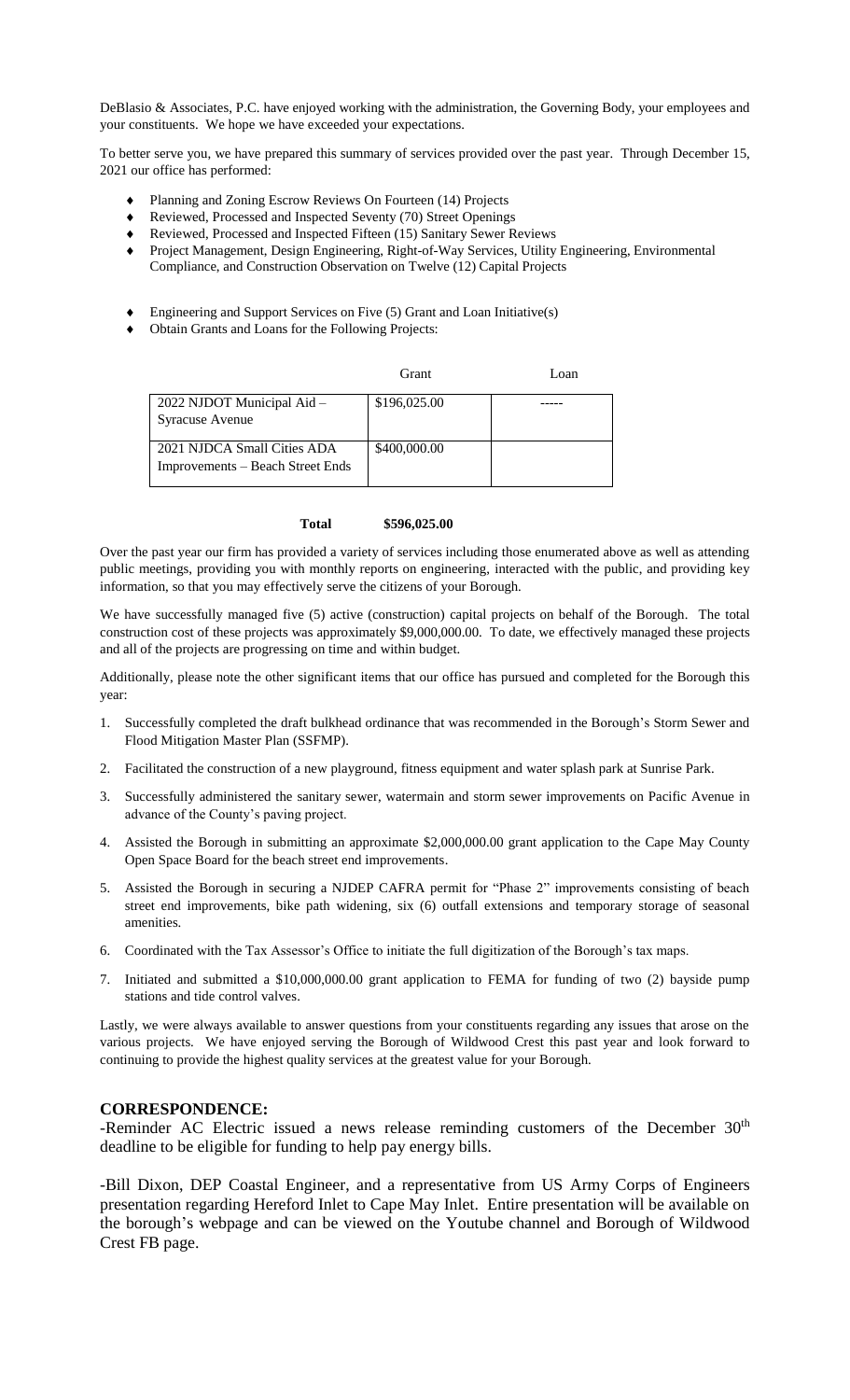DeBlasio & Associates, P.C. have enjoyed working with the administration, the Governing Body, your employees and your constituents. We hope we have exceeded your expectations.

To better serve you, we have prepared this summary of services provided over the past year. Through December 15, 2021 our office has performed:

- Planning and Zoning Escrow Reviews On Fourteen (14) Projects
- Reviewed, Processed and Inspected Seventy (70) Street Openings
- Reviewed, Processed and Inspected Fifteen (15) Sanitary Sewer Reviews
- Project Management, Design Engineering, Right-of-Way Services, Utility Engineering, Environmental Compliance, and Construction Observation on Twelve (12) Capital Projects
- Engineering and Support Services on Five (5) Grant and Loan Initiative(s)
- Obtain Grants and Loans for the Following Projects:

| | Grant | Loan |
|---|---|---|
| 2022 NJDOT Municipal Aid – Syracuse Avenue | $196,025.00 | ----- |
| 2021 NJDCA Small Cities ADA Improvements – Beach Street Ends | $400,000.00 | |

**Total** **$596,025.00**

Over the past year our firm has provided a variety of services including those enumerated above as well as attending public meetings, providing you with monthly reports on engineering, interacted with the public, and providing key information, so that you may effectively serve the citizens of your Borough.

We have successfully managed five (5) active (construction) capital projects on behalf of the Borough. The total construction cost of these projects was approximately $9,000,000.00. To date, we effectively managed these projects and all of the projects are progressing on time and within budget.

Additionally, please note the other significant items that our office has pursued and completed for the Borough this year:

1. Successfully completed the draft bulkhead ordinance that was recommended in the Borough's Storm Sewer and Flood Mitigation Master Plan (SSFMP).
2. Facilitated the construction of a new playground, fitness equipment and water splash park at Sunrise Park.
3. Successfully administered the sanitary sewer, watermain and storm sewer improvements on Pacific Avenue in advance of the County's paving project.
4. Assisted the Borough in submitting an approximate $2,000,000.00 grant application to the Cape May County Open Space Board for the beach street end improvements.
5. Assisted the Borough in securing a NJDEP CAFRA permit for "Phase 2" improvements consisting of beach street end improvements, bike path widening, six (6) outfall extensions and temporary storage of seasonal amenities.
6. Coordinated with the Tax Assessor's Office to initiate the full digitization of the Borough's tax maps.
7. Initiated and submitted a $10,000,000.00 grant application to FEMA for funding of two (2) bayside pump stations and tide control valves.

Lastly, we were always available to answer questions from your constituents regarding any issues that arose on the various projects. We have enjoyed serving the Borough of Wildwood Crest this past year and look forward to continuing to provide the highest quality services at the greatest value for your Borough.

## CORRESPONDENCE:

-Reminder AC Electric issued a news release reminding customers of the December 30th deadline to be eligible for funding to help pay energy bills.

-Bill Dixon, DEP Coastal Engineer, and a representative from US Army Corps of Engineers presentation regarding Hereford Inlet to Cape May Inlet. Entire presentation will be available on the borough's webpage and can be viewed on the Youtube channel and Borough of Wildwood Crest FB page.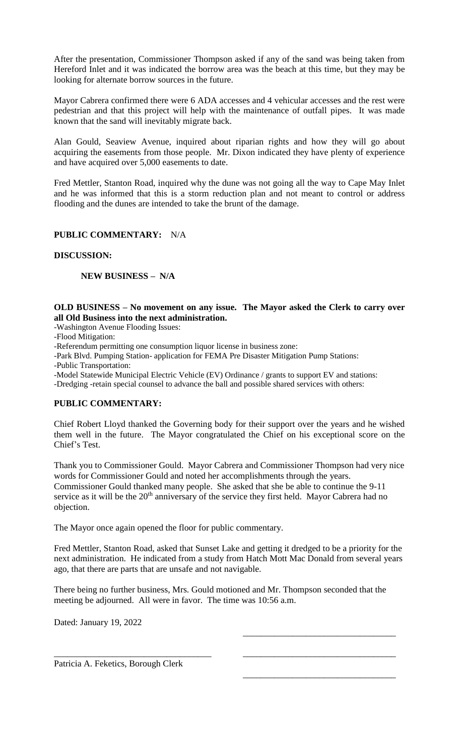After the presentation, Commissioner Thompson asked if any of the sand was being taken from Hereford Inlet and it was indicated the borrow area was the beach at this time, but they may be looking for alternate borrow sources in the future.

Mayor Cabrera confirmed there were 6 ADA accesses and 4 vehicular accesses and the rest were pedestrian and that this project will help with the maintenance of outfall pipes. It was made known that the sand will inevitably migrate back.

Alan Gould, Seaview Avenue, inquired about riparian rights and how they will go about acquiring the easements from those people. Mr. Dixon indicated they have plenty of experience and have acquired over 5,000 easements to date.

Fred Mettler, Stanton Road, inquired why the dune was not going all the way to Cape May Inlet and he was informed that this is a storm reduction plan and not meant to control or address flooding and the dunes are intended to take the brunt of the damage.

**PUBLIC COMMENTARY:** N/A

**DISCUSSION:**

**NEW BUSINESS – N/A**

**OLD BUSINESS – No movement on any issue. The Mayor asked the Clerk to carry over all Old Business into the next administration.**

-Washington Avenue Flooding Issues:
-Flood Mitigation:
-Referendum permitting one consumption liquor license in business zone:
-Park Blvd. Pumping Station- application for FEMA Pre Disaster Mitigation Pump Stations:
-Public Transportation:
-Model Statewide Municipal Electric Vehicle (EV) Ordinance / grants to support EV and stations:
-Dredging -retain special counsel to advance the ball and possible shared services with others:

**PUBLIC COMMENTARY:**

Chief Robert Lloyd thanked the Governing body for their support over the years and he wished them well in the future. The Mayor congratulated the Chief on his exceptional score on the Chief's Test.

Thank you to Commissioner Gould. Mayor Cabrera and Commissioner Thompson had very nice words for Commissioner Gould and noted her accomplishments through the years. Commissioner Gould thanked many people. She asked that she be able to continue the 9-11 service as it will be the 20th anniversary of the service they first held. Mayor Cabrera had no objection.

The Mayor once again opened the floor for public commentary.

Fred Mettler, Stanton Road, asked that Sunset Lake and getting it dredged to be a priority for the next administration. He indicated from a study from Hatch Mott Mac Donald from several years ago, that there are parts that are unsafe and not navigable.

There being no further business, Mrs. Gould motioned and Mr. Thompson seconded that the meeting be adjourned. All were in favor. The time was 10:56 a.m.

Dated: January 19, 2022

\_\_\_\_\_\_\_\_\_\_\_\_\_\_\_\_\_\_\_\_\_\_\_\_\_\_\_\_\_\_\_\_\_\_

\_\_\_\_\_\_\_\_\_\_\_\_\_\_\_\_\_\_\_\_\_\_\_\_\_\_\_\_\_\_\_\_\_\_ \_\_\_\_\_\_\_\_\_\_\_\_\_\_\_\_\_\_\_\_\_\_\_\_\_\_\_\_\_\_\_\_\_\_

Patricia A. Feketics, Borough Clerk

\_\_\_\_\_\_\_\_\_\_\_\_\_\_\_\_\_\_\_\_\_\_\_\_\_\_\_\_\_\_\_\_\_\_